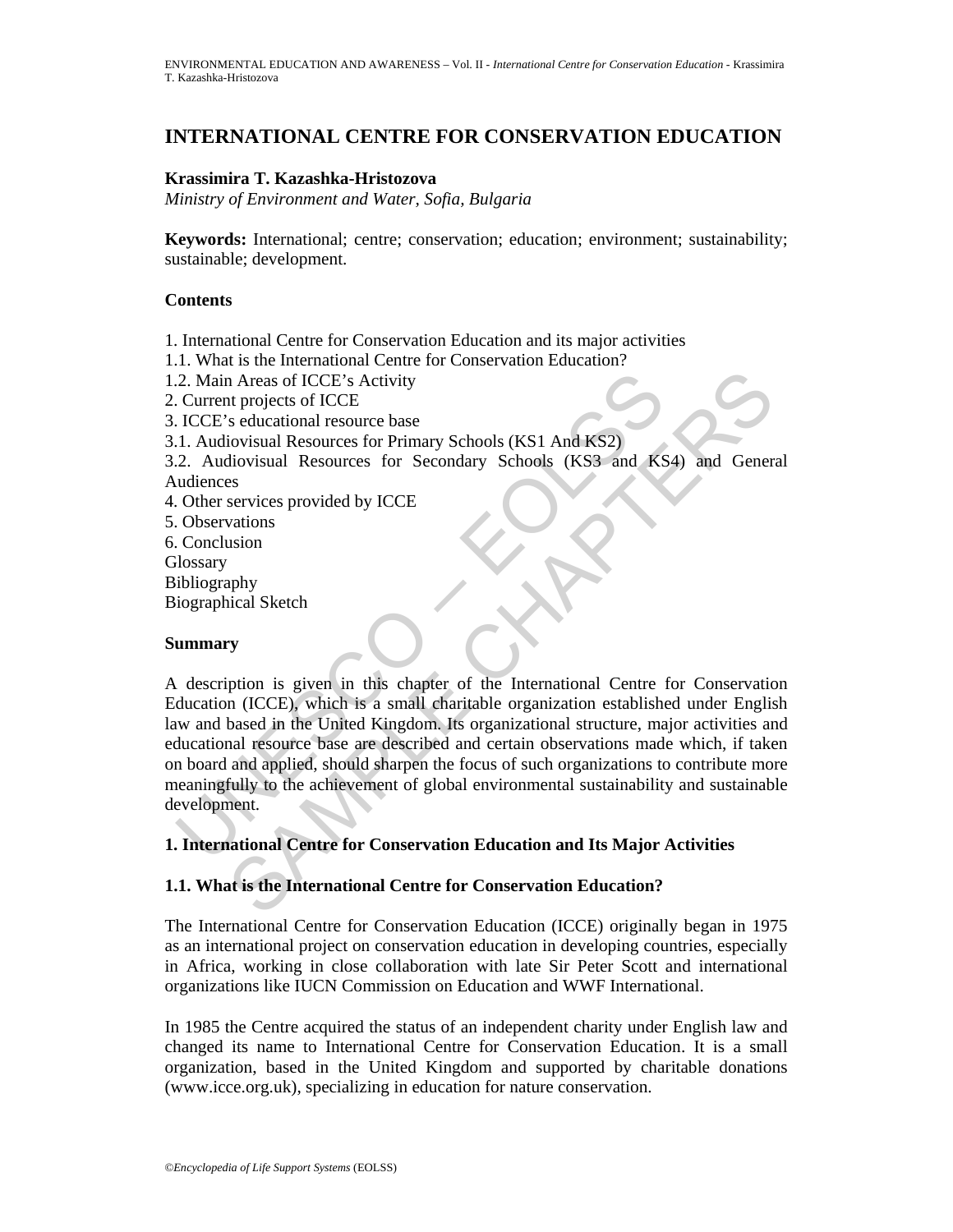# INTERNATIONAL CENTRE FOR CONSERVATION EDUCATION

**Krassimira T. Kazashka-Hristozova**
*Ministry of Environment and Water, Sofia, Bulgaria*

**Keywords:** International; centre; conservation; education; environment; sustainability; sustainable; development.

## Contents

1. International Centre for Conservation Education and its major activities
1.1. What is the International Centre for Conservation Education?
1.2. Main Areas of ICCE's Activity
2. Current projects of ICCE
3. ICCE's educational resource base
3.1. Audiovisual Resources for Primary Schools (KS1 And KS2)
3.2. Audiovisual Resources for Secondary Schools (KS3 and KS4) and General Audiences
4. Other services provided by ICCE
5. Observations
6. Conclusion
Glossary
Bibliography
Biographical Sketch

## Summary

A description is given in this chapter of the International Centre for Conservation Education (ICCE), which is a small charitable organization established under English law and based in the United Kingdom. Its organizational structure, major activities and educational resource base are described and certain observations made which, if taken on board and applied, should sharpen the focus of such organizations to contribute more meaningfully to the achievement of global environmental sustainability and sustainable development.

## 1. International Centre for Conservation Education and Its Major Activities

### 1.1. What is the International Centre for Conservation Education?

The International Centre for Conservation Education (ICCE) originally began in 1975 as an international project on conservation education in developing countries, especially in Africa, working in close collaboration with late Sir Peter Scott and international organizations like IUCN Commission on Education and WWF International.

In 1985 the Centre acquired the status of an independent charity under English law and changed its name to International Centre for Conservation Education. It is a small organization, based in the United Kingdom and supported by charitable donations (www.icce.org.uk), specializing in education for nature conservation.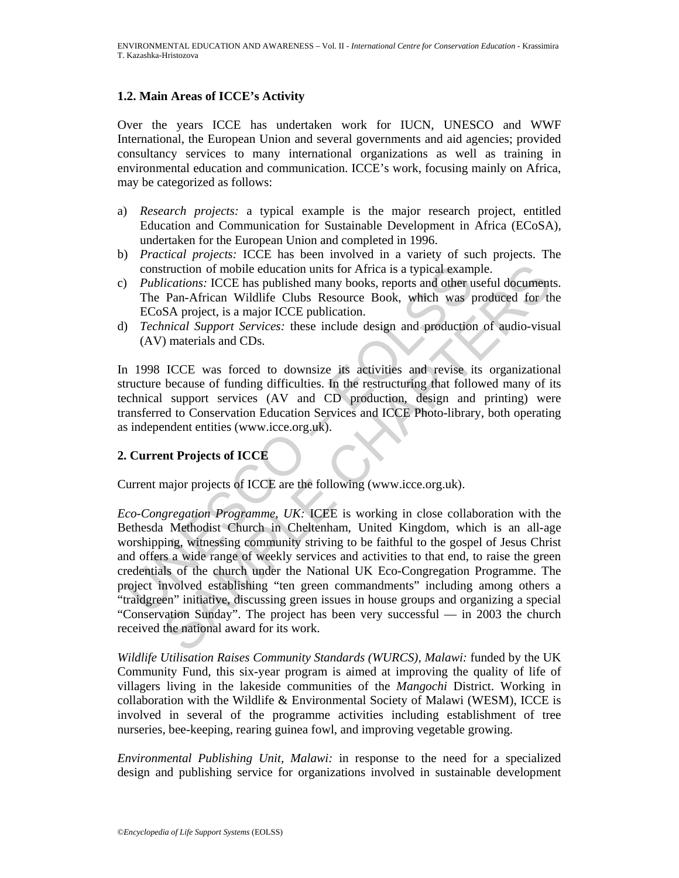### 1.2. Main Areas of ICCE's Activity

Over the years ICCE has undertaken work for IUCN, UNESCO and WWF International, the European Union and several governments and aid agencies; provided consultancy services to many international organizations as well as training in environmental education and communication. ICCE's work, focusing mainly on Africa, may be categorized as follows:

a) *Research projects:* a typical example is the major research project, entitled Education and Communication for Sustainable Development in Africa (ECoSA), undertaken for the European Union and completed in 1996.
b) *Practical projects:* ICCE has been involved in a variety of such projects. The construction of mobile education units for Africa is a typical example.
c) *Publications:* ICCE has published many books, reports and other useful documents. The Pan-African Wildlife Clubs Resource Book, which was produced for the ECoSA project, is a major ICCE publication.
d) *Technical Support Services:* these include design and production of audio-visual (AV) materials and CDs.

In 1998 ICCE was forced to downsize its activities and revise its organizational structure because of funding difficulties. In the restructuring that followed many of its technical support services (AV and CD production, design and printing) were transferred to Conservation Education Services and ICCE Photo-library, both operating as independent entities (www.icce.org.uk).

## 2. Current Projects of ICCE

Current major projects of ICCE are the following (www.icce.org.uk).

*Eco-Congregation Programme, UK:* ICEE is working in close collaboration with the Bethesda Methodist Church in Cheltenham, United Kingdom, which is an all-age worshipping, witnessing community striving to be faithful to the gospel of Jesus Christ and offers a wide range of weekly services and activities to that end, to raise the green credentials of the church under the National UK Eco-Congregation Programme. The project involved establishing "ten green commandments" including among others a "traidgreen" initiative, discussing green issues in house groups and organizing a special "Conservation Sunday". The project has been very successful — in 2003 the church received the national award for its work.

*Wildlife Utilisation Raises Community Standards (WURCS), Malawi:* funded by the UK Community Fund, this six-year program is aimed at improving the quality of life of villagers living in the lakeside communities of the *Mangochi* District. Working in collaboration with the Wildlife & Environmental Society of Malawi (WESM), ICCE is involved in several of the programme activities including establishment of tree nurseries, bee-keeping, rearing guinea fowl, and improving vegetable growing.

*Environmental Publishing Unit, Malawi:* in response to the need for a specialized design and publishing service for organizations involved in sustainable development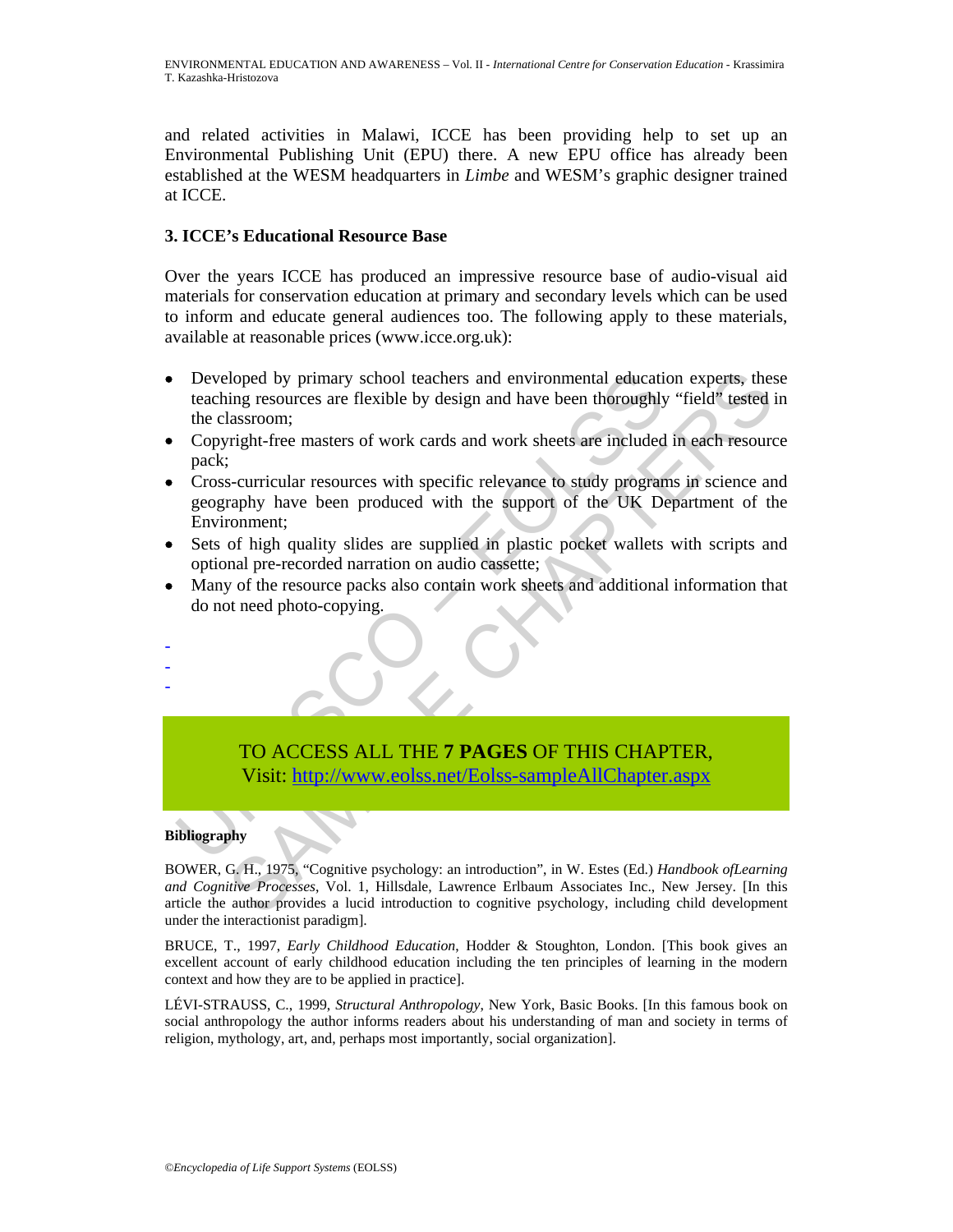and related activities in Malawi, ICCE has been providing help to set up an Environmental Publishing Unit (EPU) there. A new EPU office has already been established at the WESM headquarters in *Limbe* and WESM's graphic designer trained at ICCE.

### 3. ICCE's Educational Resource Base

Over the years ICCE has produced an impressive resource base of audio-visual aid materials for conservation education at primary and secondary levels which can be used to inform and educate general audiences too. The following apply to these materials, available at reasonable prices (www.icce.org.uk):

- Developed by primary school teachers and environmental education experts, these teaching resources are flexible by design and have been thoroughly "field" tested in the classroom;
- Copyright-free masters of work cards and work sheets are included in each resource pack;
- Cross-curricular resources with specific relevance to study programs in science and geography have been produced with the support of the UK Department of the Environment;
- Sets of high quality slides are supplied in plastic pocket wallets with scripts and optional pre-recorded narration on audio cassette;
- Many of the resource packs also contain work sheets and additional information that do not need photo-copying.

-
-
-

TO ACCESS ALL THE **7 PAGES** OF THIS CHAPTER,
Visit: [http://www.eolss.net/Eolss-sampleAllChapter.aspx](http://www.eolss.net/Eolss-sampleAllChapter.aspx)

**Bibliography**

BOWER, G. H., 1975, "Cognitive psychology: an introduction", in W. Estes (Ed.) *Handbook ofLearning and Cognitive Processes*, Vol. 1, Hillsdale, Lawrence Erlbaum Associates Inc., New Jersey. [In this article the author provides a lucid introduction to cognitive psychology, including child development under the interactionist paradigm].

BRUCE, T., 1997, *Early Childhood Education*, Hodder & Stoughton, London. [This book gives an excellent account of early childhood education including the ten principles of learning in the modern context and how they are to be applied in practice].

LÉVI-STRAUSS, C., 1999, *Structural Anthropology*, New York, Basic Books. [In this famous book on social anthropology the author informs readers about his understanding of man and society in terms of religion, mythology, art, and, perhaps most importantly, social organization].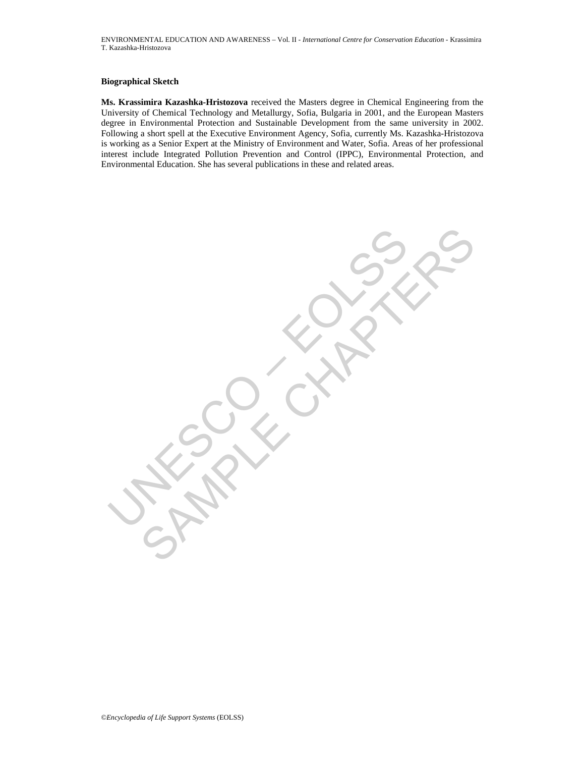**Biographical Sketch**

**Ms. Krassimira Kazashka-Hristozova** received the Masters degree in Chemical Engineering from the University of Chemical Technology and Metallurgy, Sofia, Bulgaria in 2001, and the European Masters degree in Environmental Protection and Sustainable Development from the same university in 2002. Following a short spell at the Executive Environment Agency, Sofia, currently Ms. Kazashka-Hristozova is working as a Senior Expert at the Ministry of Environment and Water, Sofia. Areas of her professional interest include Integrated Pollution Prevention and Control (IPPC), Environmental Protection, and Environmental Education. She has several publications in these and related areas.